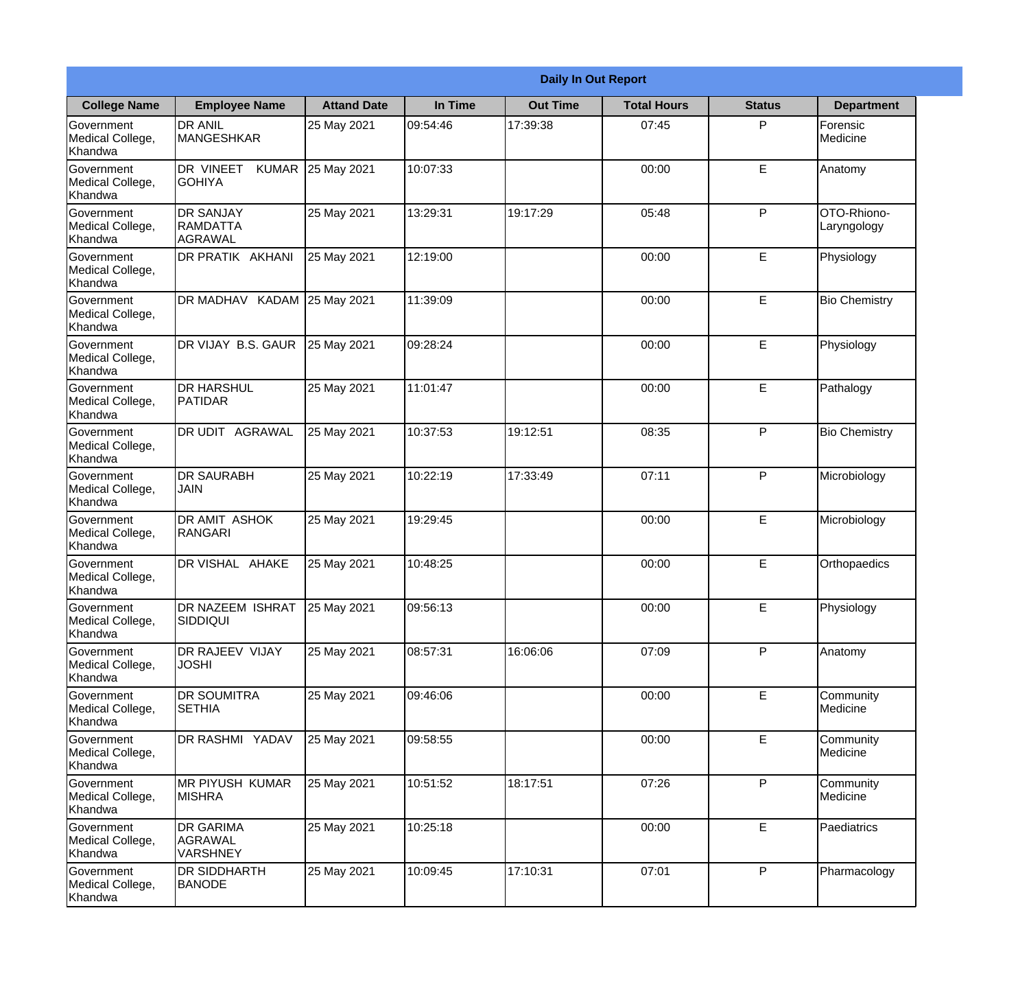**Daily In Out Report**

| College Name | Employee Name | Attand Date | In Time | Out Time | Total Hours | Status | Department |
|---|---|---|---|---|---|---|---|
| Government Medical College, Khandwa | DR ANIL MANGESHKAR | 25 May 2021 | 09:54:46 | 17:39:38 | 07:45 | P | Forensic Medicine |
| Government Medical College, Khandwa | DR VINEET KUMAR GOHIYA | 25 May 2021 | 10:07:33 | | 00:00 | E | Anatomy |
| Government Medical College, Khandwa | DR SANJAY RAMDATTA AGRAWAL | 25 May 2021 | 13:29:31 | 19:17:29 | 05:48 | P | OTO-Rhiono-Laryngology |
| Government Medical College, Khandwa | DR PRATIK AKHANI | 25 May 2021 | 12:19:00 | | 00:00 | E | Physiology |
| Government Medical College, Khandwa | DR MADHAV KADAM | 25 May 2021 | 11:39:09 | | 00:00 | E | Bio Chemistry |
| Government Medical College, Khandwa | DR VIJAY B.S. GAUR | 25 May 2021 | 09:28:24 | | 00:00 | E | Physiology |
| Government Medical College, Khandwa | DR HARSHUL PATIDAR | 25 May 2021 | 11:01:47 | | 00:00 | E | Pathalogy |
| Government Medical College, Khandwa | DR UDIT AGRAWAL | 25 May 2021 | 10:37:53 | 19:12:51 | 08:35 | P | Bio Chemistry |
| Government Medical College, Khandwa | DR SAURABH JAIN | 25 May 2021 | 10:22:19 | 17:33:49 | 07:11 | P | Microbiology |
| Government Medical College, Khandwa | DR AMIT ASHOK RANGARI | 25 May 2021 | 19:29:45 | | 00:00 | E | Microbiology |
| Government Medical College, Khandwa | DR VISHAL AHAKE | 25 May 2021 | 10:48:25 | | 00:00 | E | Orthopaedics |
| Government Medical College, Khandwa | DR NAZEEM ISHRAT SIDDIQUI | 25 May 2021 | 09:56:13 | | 00:00 | E | Physiology |
| Government Medical College, Khandwa | DR RAJEEV VIJAY JOSHI | 25 May 2021 | 08:57:31 | 16:06:06 | 07:09 | P | Anatomy |
| Government Medical College, Khandwa | DR SOUMITRA SETHIA | 25 May 2021 | 09:46:06 | | 00:00 | E | Community Medicine |
| Government Medical College, Khandwa | DR RASHMI YADAV | 25 May 2021 | 09:58:55 | | 00:00 | E | Community Medicine |
| Government Medical College, Khandwa | MR PIYUSH KUMAR MISHRA | 25 May 2021 | 10:51:52 | 18:17:51 | 07:26 | P | Community Medicine |
| Government Medical College, Khandwa | DR GARIMA AGRAWAL VARSHNEY | 25 May 2021 | 10:25:18 | | 00:00 | E | Paediatrics |
| Government Medical College, Khandwa | DR SIDDHARTH BANODE | 25 May 2021 | 10:09:45 | 17:10:31 | 07:01 | P | Pharmacology |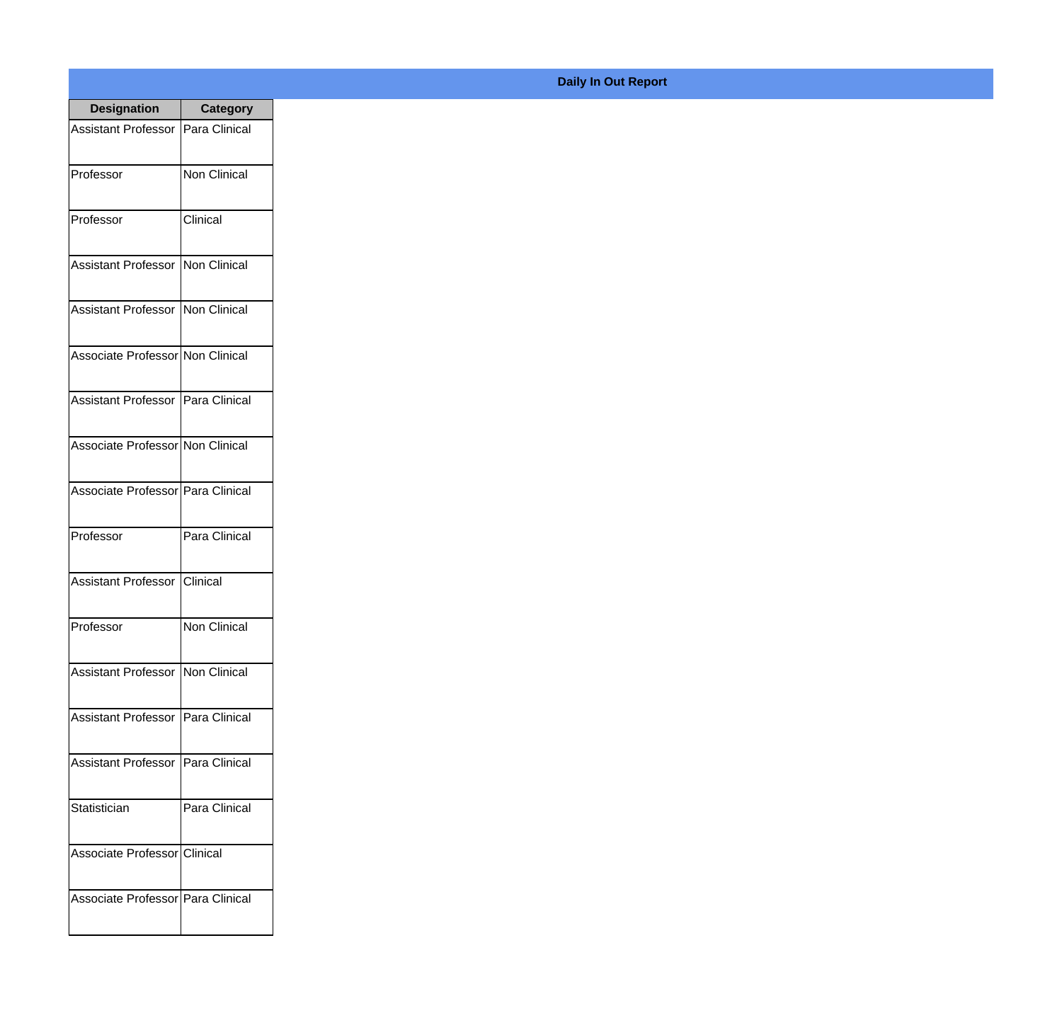## Daily In Out Report

| Designation | Category |
|---|---|
| Assistant Professor | Para Clinical |
| Professor | Non Clinical |
| Professor | Clinical |
| Assistant Professor | Non Clinical |
| Assistant Professor | Non Clinical |
| Associate Professor | Non Clinical |
| Assistant Professor | Para Clinical |
| Associate Professor | Non Clinical |
| Associate Professor | Para Clinical |
| Professor | Para Clinical |
| Assistant Professor | Clinical |
| Professor | Non Clinical |
| Assistant Professor | Non Clinical |
| Assistant Professor | Para Clinical |
| Assistant Professor | Para Clinical |
| Statistician | Para Clinical |
| Associate Professor | Clinical |
| Associate Professor | Para Clinical |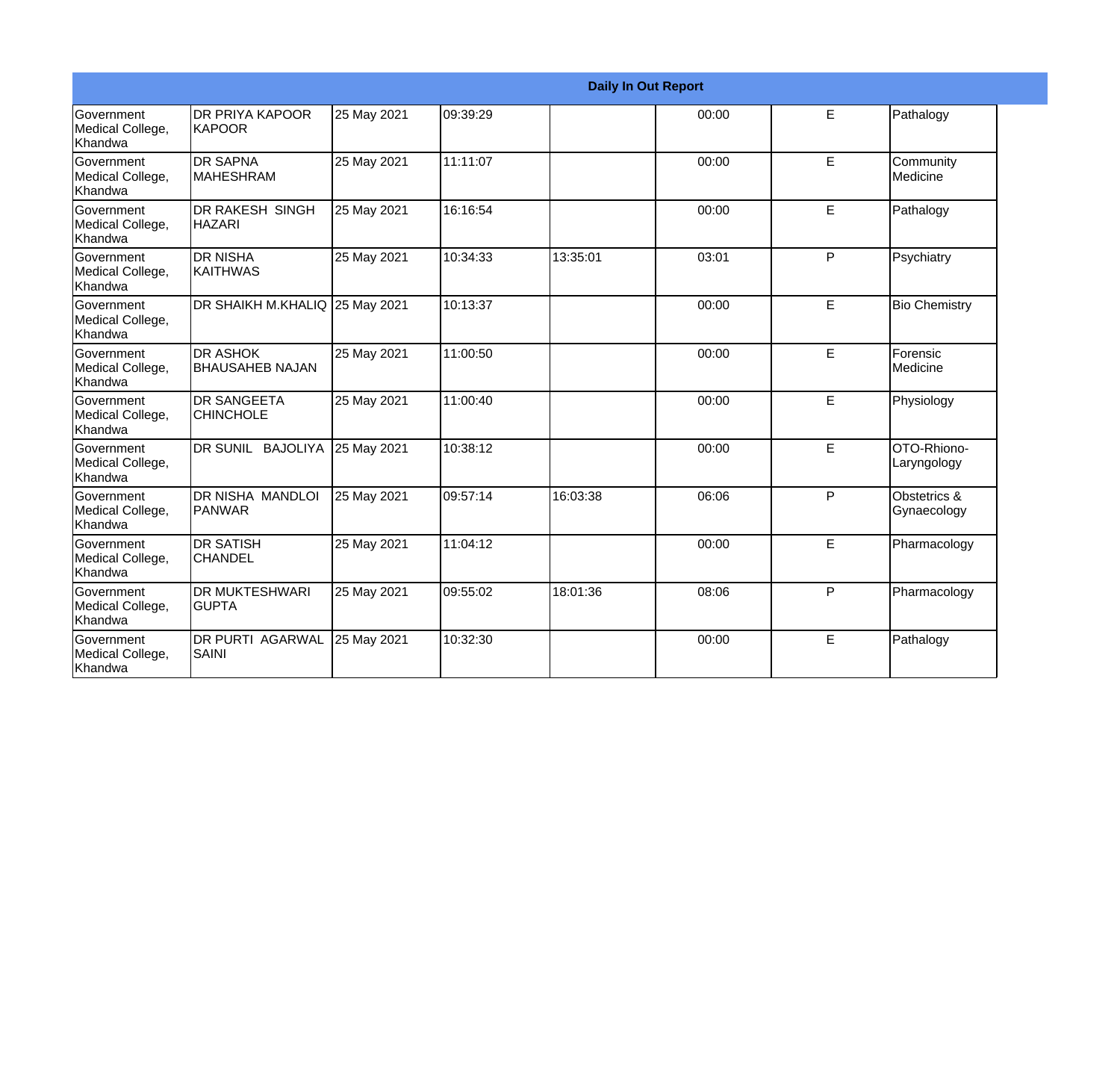| Daily In Out Report | | | | | | | |
|---|---|---|---|---|---|---|---|
| Government Medical College, Khandwa | DR PRIYA KAPOOR KAPOOR | 25 May 2021 | 09:39:29 | | 00:00 | E | Pathalogy |
| Government Medical College, Khandwa | DR SAPNA MAHESHRAM | 25 May 2021 | 11:11:07 | | 00:00 | E | Community Medicine |
| Government Medical College, Khandwa | DR RAKESH SINGH HAZARI | 25 May 2021 | 16:16:54 | | 00:00 | E | Pathalogy |
| Government Medical College, Khandwa | DR NISHA KAITHWAS | 25 May 2021 | 10:34:33 | 13:35:01 | 03:01 | P | Psychiatry |
| Government Medical College, Khandwa | DR SHAIKH M.KHALIQ | 25 May 2021 | 10:13:37 | | 00:00 | E | Bio Chemistry |
| Government Medical College, Khandwa | DR ASHOK BHAUSAHEB NAJAN | 25 May 2021 | 11:00:50 | | 00:00 | E | Forensic Medicine |
| Government Medical College, Khandwa | DR SANGEETA CHINCHOLE | 25 May 2021 | 11:00:40 | | 00:00 | E | Physiology |
| Government Medical College, Khandwa | DR SUNIL BAJOLIYA | 25 May 2021 | 10:38:12 | | 00:00 | E | OTO-Rhiono-Laryngology |
| Government Medical College, Khandwa | DR NISHA MANDLOI PANWAR | 25 May 2021 | 09:57:14 | 16:03:38 | 06:06 | P | Obstetrics & Gynaecology |
| Government Medical College, Khandwa | DR SATISH CHANDEL | 25 May 2021 | 11:04:12 | | 00:00 | E | Pharmacology |
| Government Medical College, Khandwa | DR MUKTESHWARI GUPTA | 25 May 2021 | 09:55:02 | 18:01:36 | 08:06 | P | Pharmacology |
| Government Medical College, Khandwa | DR PURTI AGARWAL SAINI | 25 May 2021 | 10:32:30 | | 00:00 | E | Pathalogy |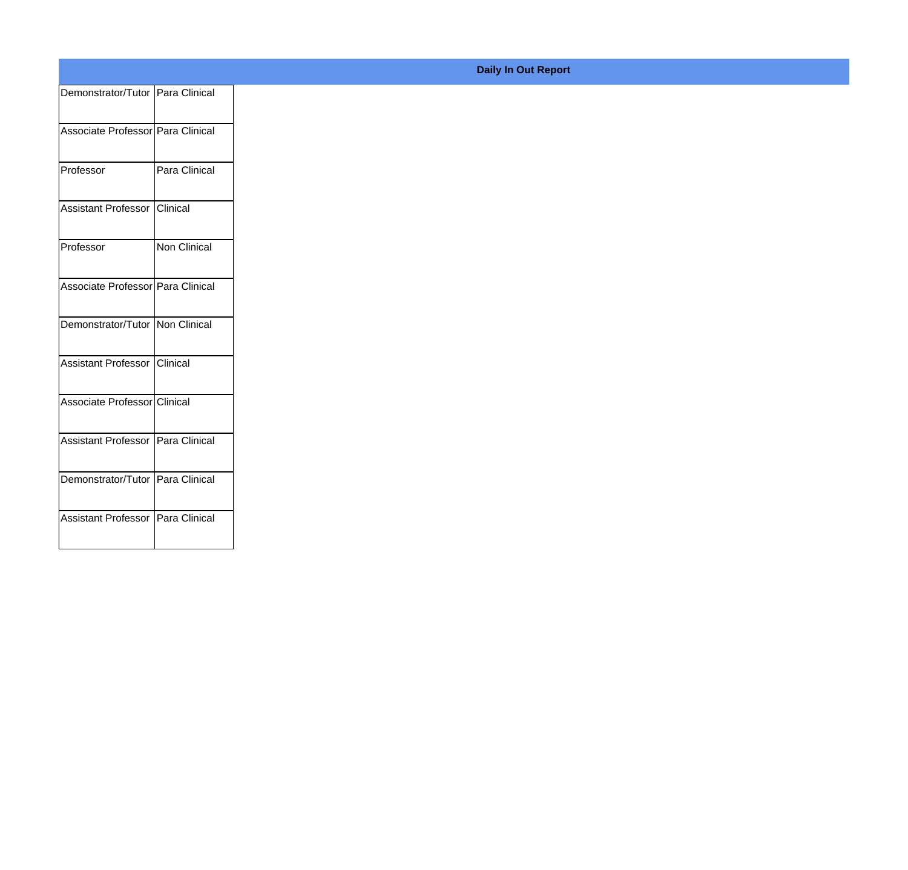**Daily In Out Report**

| | |
|---|---|
| Demonstrator/Tutor | Para Clinical |
| Associate Professor | Para Clinical |
| Professor | Para Clinical |
| Assistant Professor | Clinical |
| Professor | Non Clinical |
| Associate Professor | Para Clinical |
| Demonstrator/Tutor | Non Clinical |
| Assistant Professor | Clinical |
| Associate Professor | Clinical |
| Assistant Professor | Para Clinical |
| Demonstrator/Tutor | Para Clinical |
| Assistant Professor | Para Clinical |